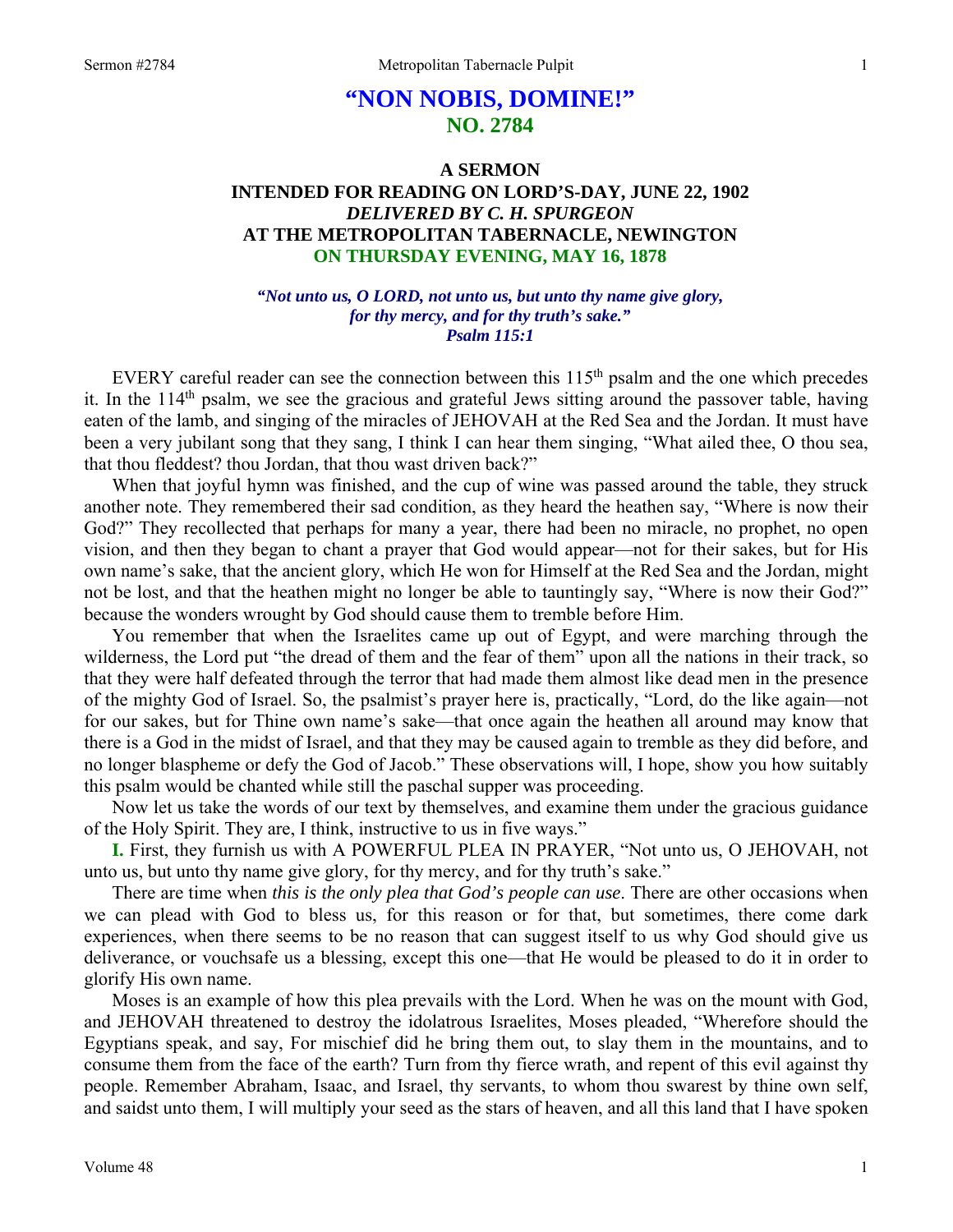# "NON NOBIS, DOMINE!"
## NO. 2784

### A SERMON
### INTENDED FOR READING ON LORD'S-DAY, JUNE 22, 1902
### *DELIVERED BY C. H. SPURGEON*
### AT THE METROPOLITAN TABERNACLE, NEWINGTON
### ON THURSDAY EVENING, MAY 16, 1878

***"Not unto us, O LORD, not unto us, but unto thy name give glory, for thy mercy, and for thy truth's sake." Psalm 115:1***

EVERY careful reader can see the connection between this 115th psalm and the one which precedes it. In the 114th psalm, we see the gracious and grateful Jews sitting around the passover table, having eaten of the lamb, and singing of the miracles of JEHOVAH at the Red Sea and the Jordan. It must have been a very jubilant song that they sang, I think I can hear them singing, "What ailed thee, O thou sea, that thou fleddest? thou Jordan, that thou wast driven back?"

When that joyful hymn was finished, and the cup of wine was passed around the table, they struck another note. They remembered their sad condition, as they heard the heathen say, "Where is now their God?" They recollected that perhaps for many a year, there had been no miracle, no prophet, no open vision, and then they began to chant a prayer that God would appear—not for their sakes, but for His own name's sake, that the ancient glory, which He won for Himself at the Red Sea and the Jordan, might not be lost, and that the heathen might no longer be able to tauntingly say, "Where is now their God?" because the wonders wrought by God should cause them to tremble before Him.

You remember that when the Israelites came up out of Egypt, and were marching through the wilderness, the Lord put "the dread of them and the fear of them" upon all the nations in their track, so that they were half defeated through the terror that had made them almost like dead men in the presence of the mighty God of Israel. So, the psalmist's prayer here is, practically, "Lord, do the like again—not for our sakes, but for Thine own name's sake—that once again the heathen all around may know that there is a God in the midst of Israel, and that they may be caused again to tremble as they did before, and no longer blaspheme or defy the God of Jacob." These observations will, I hope, show you how suitably this psalm would be chanted while still the paschal supper was proceeding.

Now let us take the words of our text by themselves, and examine them under the gracious guidance of the Holy Spirit. They are, I think, instructive to us in five ways."

**I.** First, they furnish us with A POWERFUL PLEA IN PRAYER, "Not unto us, O JEHOVAH, not unto us, but unto thy name give glory, for thy mercy, and for thy truth's sake."

There are time when *this is the only plea that God's people can use*. There are other occasions when we can plead with God to bless us, for this reason or for that, but sometimes, there come dark experiences, when there seems to be no reason that can suggest itself to us why God should give us deliverance, or vouchsafe us a blessing, except this one—that He would be pleased to do it in order to glorify His own name.

Moses is an example of how this plea prevails with the Lord. When he was on the mount with God, and JEHOVAH threatened to destroy the idolatrous Israelites, Moses pleaded, "Wherefore should the Egyptians speak, and say, For mischief did he bring them out, to slay them in the mountains, and to consume them from the face of the earth? Turn from thy fierce wrath, and repent of this evil against thy people. Remember Abraham, Isaac, and Israel, thy servants, to whom thou swarest by thine own self, and saidst unto them, I will multiply your seed as the stars of heaven, and all this land that I have spoken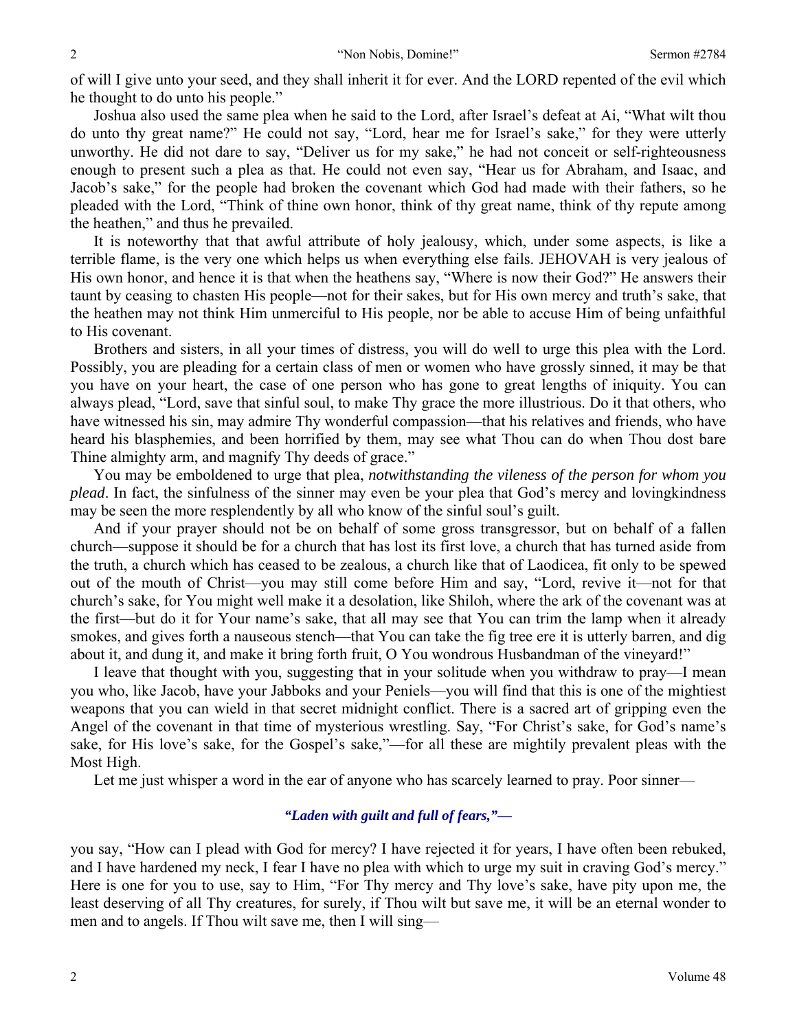of will I give unto your seed, and they shall inherit it for ever. And the LORD repented of the evil which he thought to do unto his people."

Joshua also used the same plea when he said to the Lord, after Israel's defeat at Ai, "What wilt thou do unto thy great name?" He could not say, "Lord, hear me for Israel's sake," for they were utterly unworthy. He did not dare to say, "Deliver us for my sake," he had not conceit or self-righteousness enough to present such a plea as that. He could not even say, "Hear us for Abraham, and Isaac, and Jacob's sake," for the people had broken the covenant which God had made with their fathers, so he pleaded with the Lord, "Think of thine own honor, think of thy great name, think of thy repute among the heathen," and thus he prevailed.

It is noteworthy that that awful attribute of holy jealousy, which, under some aspects, is like a terrible flame, is the very one which helps us when everything else fails. JEHOVAH is very jealous of His own honor, and hence it is that when the heathens say, "Where is now their God?" He answers their taunt by ceasing to chasten His people—not for their sakes, but for His own mercy and truth's sake, that the heathen may not think Him unmerciful to His people, nor be able to accuse Him of being unfaithful to His covenant.

Brothers and sisters, in all your times of distress, you will do well to urge this plea with the Lord. Possibly, you are pleading for a certain class of men or women who have grossly sinned, it may be that you have on your heart, the case of one person who has gone to great lengths of iniquity. You can always plead, "Lord, save that sinful soul, to make Thy grace the more illustrious. Do it that others, who have witnessed his sin, may admire Thy wonderful compassion—that his relatives and friends, who have heard his blasphemies, and been horrified by them, may see what Thou can do when Thou dost bare Thine almighty arm, and magnify Thy deeds of grace."

You may be emboldened to urge that plea, *notwithstanding the vileness of the person for whom you plead*. In fact, the sinfulness of the sinner may even be your plea that God's mercy and lovingkindness may be seen the more resplendently by all who know of the sinful soul's guilt.

And if your prayer should not be on behalf of some gross transgressor, but on behalf of a fallen church—suppose it should be for a church that has lost its first love, a church that has turned aside from the truth, a church which has ceased to be zealous, a church like that of Laodicea, fit only to be spewed out of the mouth of Christ—you may still come before Him and say, "Lord, revive it—not for that church's sake, for You might well make it a desolation, like Shiloh, where the ark of the covenant was at the first—but do it for Your name's sake, that all may see that You can trim the lamp when it already smokes, and gives forth a nauseous stench—that You can take the fig tree ere it is utterly barren, and dig about it, and dung it, and make it bring forth fruit, O You wondrous Husbandman of the vineyard!"

I leave that thought with you, suggesting that in your solitude when you withdraw to pray—I mean you who, like Jacob, have your Jabboks and your Peniels—you will find that this is one of the mightiest weapons that you can wield in that secret midnight conflict. There is a sacred art of gripping even the Angel of the covenant in that time of mysterious wrestling. Say, "For Christ's sake, for God's name's sake, for His love's sake, for the Gospel's sake,"—for all these are mightily prevalent pleas with the Most High.

Let me just whisper a word in the ear of anyone who has scarcely learned to pray. Poor sinner—

> ***"Laden with guilt and full of fears,"—***

you say, "How can I plead with God for mercy? I have rejected it for years, I have often been rebuked, and I have hardened my neck, I fear I have no plea with which to urge my suit in craving God's mercy." Here is one for you to use, say to Him, "For Thy mercy and Thy love's sake, have pity upon me, the least deserving of all Thy creatures, for surely, if Thou wilt but save me, it will be an eternal wonder to men and to angels. If Thou wilt save me, then I will sing—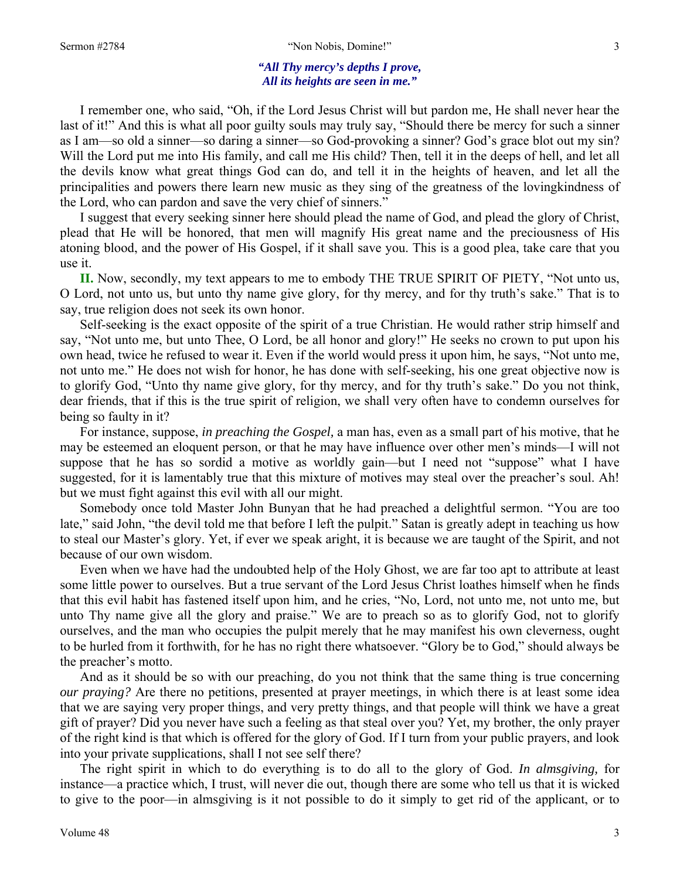*"All Thy mercy's depths I prove,*
*All its heights are seen in me."*

I remember one, who said, "Oh, if the Lord Jesus Christ will but pardon me, He shall never hear the last of it!" And this is what all poor guilty souls may truly say, "Should there be mercy for such a sinner as I am—so old a sinner—so daring a sinner—so God-provoking a sinner? God's grace blot out my sin? Will the Lord put me into His family, and call me His child? Then, tell it in the deeps of hell, and let all the devils know what great things God can do, and tell it in the heights of heaven, and let all the principalities and powers there learn new music as they sing of the greatness of the lovingkindness of the Lord, who can pardon and save the very chief of sinners."

I suggest that every seeking sinner here should plead the name of God, and plead the glory of Christ, plead that He will be honored, that men will magnify His great name and the preciousness of His atoning blood, and the power of His Gospel, if it shall save you. This is a good plea, take care that you use it.

**II.** Now, secondly, my text appears to me to embody THE TRUE SPIRIT OF PIETY, "Not unto us, O Lord, not unto us, but unto thy name give glory, for thy mercy, and for thy truth's sake." That is to say, true religion does not seek its own honor.

Self-seeking is the exact opposite of the spirit of a true Christian. He would rather strip himself and say, "Not unto me, but unto Thee, O Lord, be all honor and glory!" He seeks no crown to put upon his own head, twice he refused to wear it. Even if the world would press it upon him, he says, "Not unto me, not unto me." He does not wish for honor, he has done with self-seeking, his one great objective now is to glorify God, "Unto thy name give glory, for thy mercy, and for thy truth's sake." Do you not think, dear friends, that if this is the true spirit of religion, we shall very often have to condemn ourselves for being so faulty in it?

For instance, suppose, *in preaching the Gospel,* a man has, even as a small part of his motive, that he may be esteemed an eloquent person, or that he may have influence over other men's minds—I will not suppose that he has so sordid a motive as worldly gain—but I need not "suppose" what I have suggested, for it is lamentably true that this mixture of motives may steal over the preacher's soul. Ah! but we must fight against this evil with all our might.

Somebody once told Master John Bunyan that he had preached a delightful sermon. "You are too late," said John, "the devil told me that before I left the pulpit." Satan is greatly adept in teaching us how to steal our Master's glory. Yet, if ever we speak aright, it is because we are taught of the Spirit, and not because of our own wisdom.

Even when we have had the undoubted help of the Holy Ghost, we are far too apt to attribute at least some little power to ourselves. But a true servant of the Lord Jesus Christ loathes himself when he finds that this evil habit has fastened itself upon him, and he cries, "No, Lord, not unto me, not unto me, but unto Thy name give all the glory and praise." We are to preach so as to glorify God, not to glorify ourselves, and the man who occupies the pulpit merely that he may manifest his own cleverness, ought to be hurled from it forthwith, for he has no right there whatsoever. "Glory be to God," should always be the preacher's motto.

And as it should be so with our preaching, do you not think that the same thing is true concerning *our praying?* Are there no petitions, presented at prayer meetings, in which there is at least some idea that we are saying very proper things, and very pretty things, and that people will think we have a great gift of prayer? Did you never have such a feeling as that steal over you? Yet, my brother, the only prayer of the right kind is that which is offered for the glory of God. If I turn from your public prayers, and look into your private supplications, shall I not see self there?

The right spirit in which to do everything is to do all to the glory of God. *In almsgiving,* for instance—a practice which, I trust, will never die out, though there are some who tell us that it is wicked to give to the poor—in almsgiving is it not possible to do it simply to get rid of the applicant, or to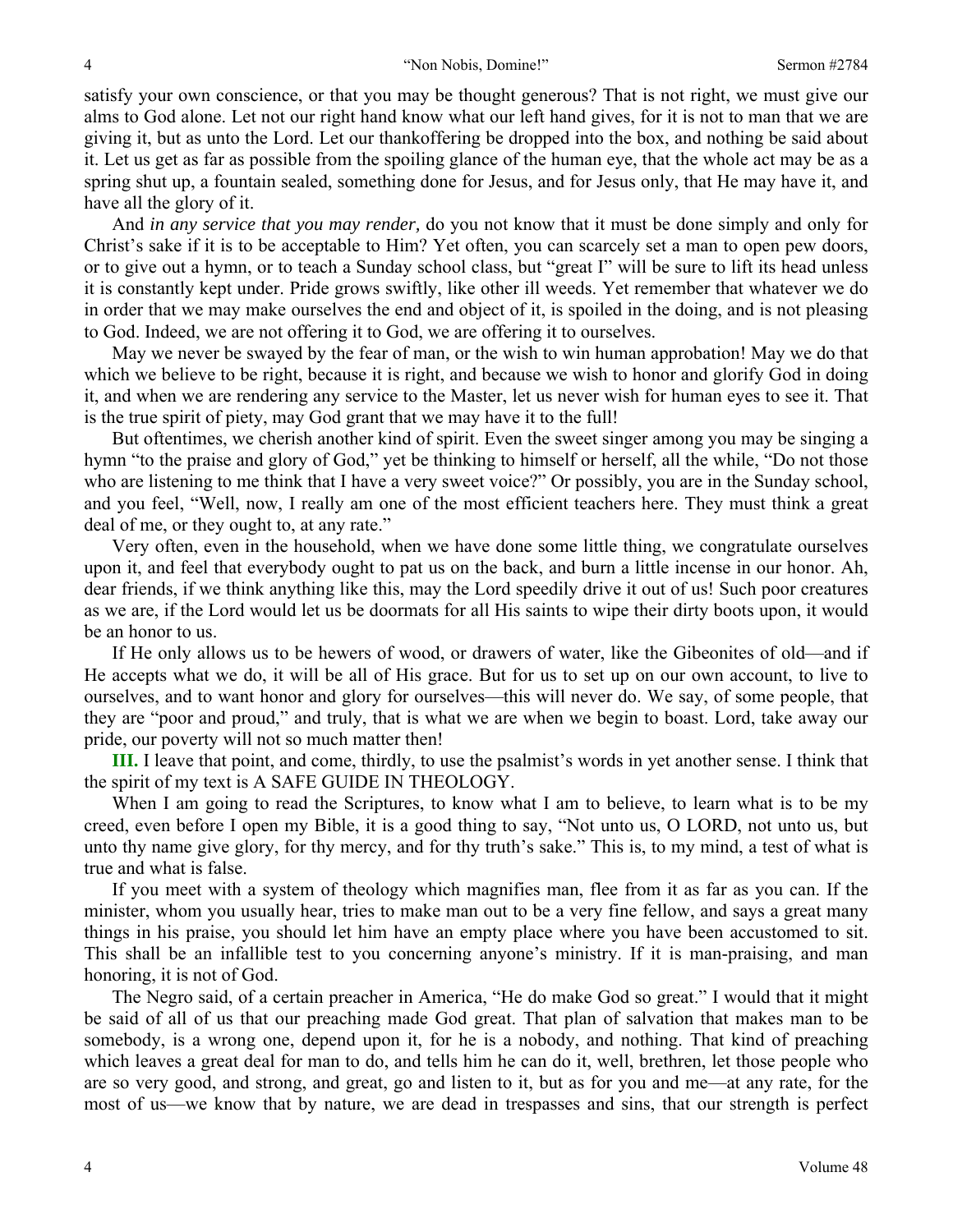satisfy your own conscience, or that you may be thought generous? That is not right, we must give our alms to God alone. Let not our right hand know what our left hand gives, for it is not to man that we are giving it, but as unto the Lord. Let our thankoffering be dropped into the box, and nothing be said about it. Let us get as far as possible from the spoiling glance of the human eye, that the whole act may be as a spring shut up, a fountain sealed, something done for Jesus, and for Jesus only, that He may have it, and have all the glory of it.

And *in any service that you may render,* do you not know that it must be done simply and only for Christ's sake if it is to be acceptable to Him? Yet often, you can scarcely set a man to open pew doors, or to give out a hymn, or to teach a Sunday school class, but "great I" will be sure to lift its head unless it is constantly kept under. Pride grows swiftly, like other ill weeds. Yet remember that whatever we do in order that we may make ourselves the end and object of it, is spoiled in the doing, and is not pleasing to God. Indeed, we are not offering it to God, we are offering it to ourselves.

May we never be swayed by the fear of man, or the wish to win human approbation! May we do that which we believe to be right, because it is right, and because we wish to honor and glorify God in doing it, and when we are rendering any service to the Master, let us never wish for human eyes to see it. That is the true spirit of piety, may God grant that we may have it to the full!

But oftentimes, we cherish another kind of spirit. Even the sweet singer among you may be singing a hymn "to the praise and glory of God," yet be thinking to himself or herself, all the while, "Do not those who are listening to me think that I have a very sweet voice?" Or possibly, you are in the Sunday school, and you feel, "Well, now, I really am one of the most efficient teachers here. They must think a great deal of me, or they ought to, at any rate."

Very often, even in the household, when we have done some little thing, we congratulate ourselves upon it, and feel that everybody ought to pat us on the back, and burn a little incense in our honor. Ah, dear friends, if we think anything like this, may the Lord speedily drive it out of us! Such poor creatures as we are, if the Lord would let us be doormats for all His saints to wipe their dirty boots upon, it would be an honor to us.

If He only allows us to be hewers of wood, or drawers of water, like the Gibeonites of old—and if He accepts what we do, it will be all of His grace. But for us to set up on our own account, to live to ourselves, and to want honor and glory for ourselves—this will never do. We say, of some people, that they are "poor and proud," and truly, that is what we are when we begin to boast. Lord, take away our pride, our poverty will not so much matter then!

**III.** I leave that point, and come, thirdly, to use the psalmist's words in yet another sense. I think that the spirit of my text is A SAFE GUIDE IN THEOLOGY.

When I am going to read the Scriptures, to know what I am to believe, to learn what is to be my creed, even before I open my Bible, it is a good thing to say, "Not unto us, O LORD, not unto us, but unto thy name give glory, for thy mercy, and for thy truth's sake." This is, to my mind, a test of what is true and what is false.

If you meet with a system of theology which magnifies man, flee from it as far as you can. If the minister, whom you usually hear, tries to make man out to be a very fine fellow, and says a great many things in his praise, you should let him have an empty place where you have been accustomed to sit. This shall be an infallible test to you concerning anyone's ministry. If it is man-praising, and man honoring, it is not of God.

The Negro said, of a certain preacher in America, "He do make God so great." I would that it might be said of all of us that our preaching made God great. That plan of salvation that makes man to be somebody, is a wrong one, depend upon it, for he is a nobody, and nothing. That kind of preaching which leaves a great deal for man to do, and tells him he can do it, well, brethren, let those people who are so very good, and strong, and great, go and listen to it, but as for you and me—at any rate, for the most of us—we know that by nature, we are dead in trespasses and sins, that our strength is perfect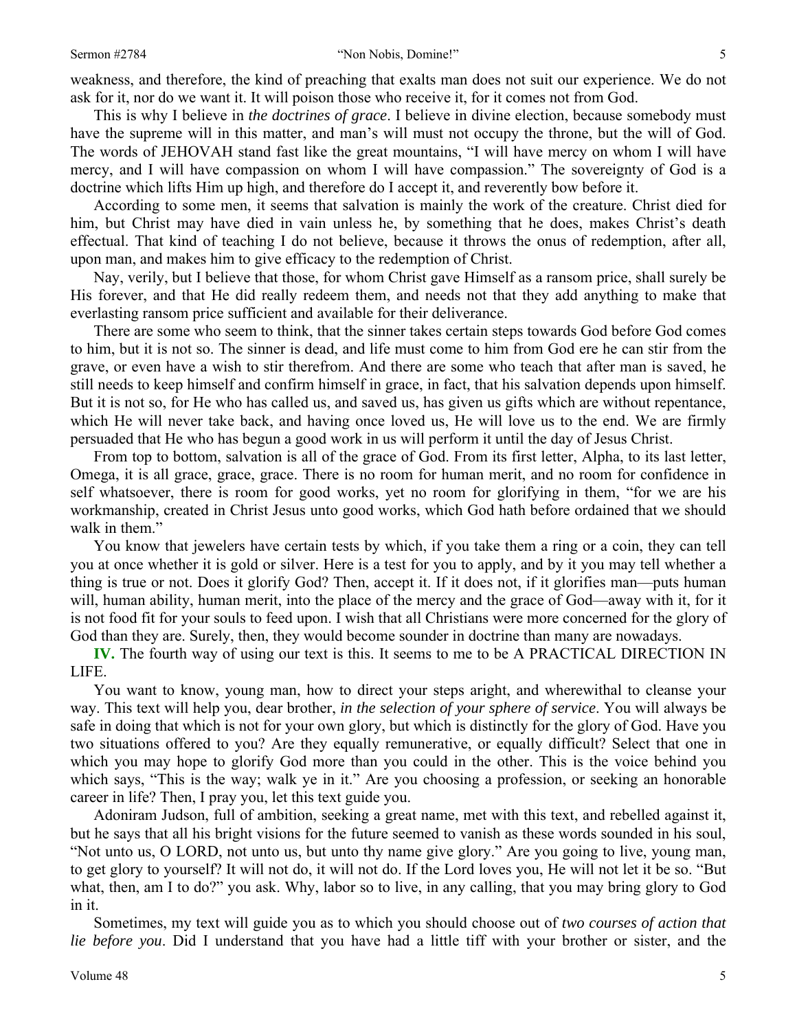weakness, and therefore, the kind of preaching that exalts man does not suit our experience. We do not ask for it, nor do we want it. It will poison those who receive it, for it comes not from God.

This is why I believe in *the doctrines of grace*. I believe in divine election, because somebody must have the supreme will in this matter, and man's will must not occupy the throne, but the will of God. The words of JEHOVAH stand fast like the great mountains, "I will have mercy on whom I will have mercy, and I will have compassion on whom I will have compassion." The sovereignty of God is a doctrine which lifts Him up high, and therefore do I accept it, and reverently bow before it.

According to some men, it seems that salvation is mainly the work of the creature. Christ died for him, but Christ may have died in vain unless he, by something that he does, makes Christ's death effectual. That kind of teaching I do not believe, because it throws the onus of redemption, after all, upon man, and makes him to give efficacy to the redemption of Christ.

Nay, verily, but I believe that those, for whom Christ gave Himself as a ransom price, shall surely be His forever, and that He did really redeem them, and needs not that they add anything to make that everlasting ransom price sufficient and available for their deliverance.

There are some who seem to think, that the sinner takes certain steps towards God before God comes to him, but it is not so. The sinner is dead, and life must come to him from God ere he can stir from the grave, or even have a wish to stir therefrom. And there are some who teach that after man is saved, he still needs to keep himself and confirm himself in grace, in fact, that his salvation depends upon himself. But it is not so, for He who has called us, and saved us, has given us gifts which are without repentance, which He will never take back, and having once loved us, He will love us to the end. We are firmly persuaded that He who has begun a good work in us will perform it until the day of Jesus Christ.

From top to bottom, salvation is all of the grace of God. From its first letter, Alpha, to its last letter, Omega, it is all grace, grace, grace. There is no room for human merit, and no room for confidence in self whatsoever, there is room for good works, yet no room for glorifying in them, "for we are his workmanship, created in Christ Jesus unto good works, which God hath before ordained that we should walk in them."

You know that jewelers have certain tests by which, if you take them a ring or a coin, they can tell you at once whether it is gold or silver. Here is a test for you to apply, and by it you may tell whether a thing is true or not. Does it glorify God? Then, accept it. If it does not, if it glorifies man—puts human will, human ability, human merit, into the place of the mercy and the grace of God—away with it, for it is not food fit for your souls to feed upon. I wish that all Christians were more concerned for the glory of God than they are. Surely, then, they would become sounder in doctrine than many are nowadays.

**IV.** The fourth way of using our text is this. It seems to me to be A PRACTICAL DIRECTION IN LIFE.

You want to know, young man, how to direct your steps aright, and wherewithal to cleanse your way. This text will help you, dear brother, *in the selection of your sphere of service*. You will always be safe in doing that which is not for your own glory, but which is distinctly for the glory of God. Have you two situations offered to you? Are they equally remunerative, or equally difficult? Select that one in which you may hope to glorify God more than you could in the other. This is the voice behind you which says, "This is the way; walk ye in it." Are you choosing a profession, or seeking an honorable career in life? Then, I pray you, let this text guide you.

Adoniram Judson, full of ambition, seeking a great name, met with this text, and rebelled against it, but he says that all his bright visions for the future seemed to vanish as these words sounded in his soul, "Not unto us, O LORD, not unto us, but unto thy name give glory." Are you going to live, young man, to get glory to yourself? It will not do, it will not do. If the Lord loves you, He will not let it be so. "But what, then, am I to do?" you ask. Why, labor so to live, in any calling, that you may bring glory to God in it.

Sometimes, my text will guide you as to which you should choose out of *two courses of action that lie before you*. Did I understand that you have had a little tiff with your brother or sister, and the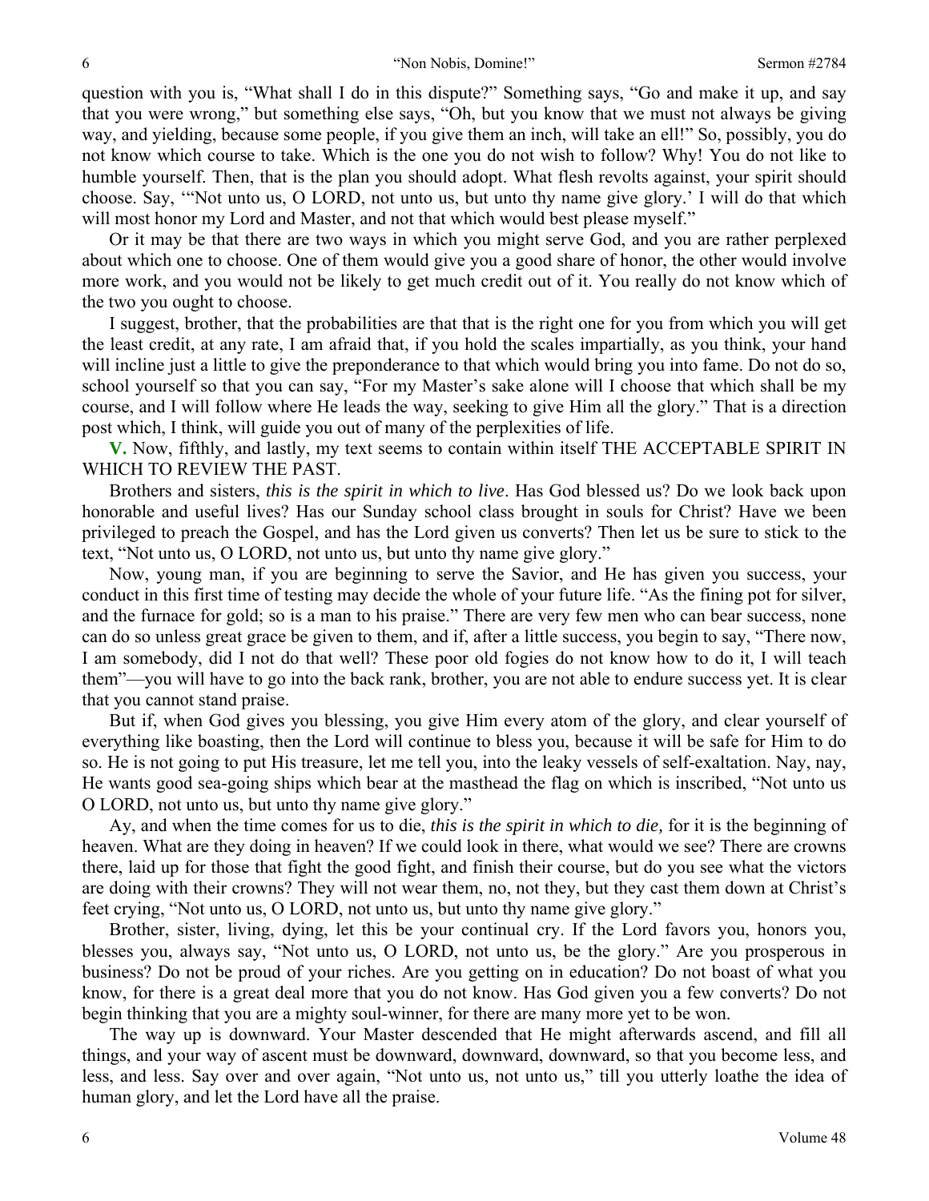question with you is, "What shall I do in this dispute?" Something says, "Go and make it up, and say that you were wrong," but something else says, "Oh, but you know that we must not always be giving way, and yielding, because some people, if you give them an inch, will take an ell!" So, possibly, you do not know which course to take. Which is the one you do not wish to follow? Why! You do not like to humble yourself. Then, that is the plan you should adopt. What flesh revolts against, your spirit should choose. Say, '"Not unto us, O LORD, not unto us, but unto thy name give glory.' I will do that which will most honor my Lord and Master, and not that which would best please myself."

Or it may be that there are two ways in which you might serve God, and you are rather perplexed about which one to choose. One of them would give you a good share of honor, the other would involve more work, and you would not be likely to get much credit out of it. You really do not know which of the two you ought to choose.

I suggest, brother, that the probabilities are that that is the right one for you from which you will get the least credit, at any rate, I am afraid that, if you hold the scales impartially, as you think, your hand will incline just a little to give the preponderance to that which would bring you into fame. Do not do so, school yourself so that you can say, "For my Master's sake alone will I choose that which shall be my course, and I will follow where He leads the way, seeking to give Him all the glory." That is a direction post which, I think, will guide you out of many of the perplexities of life.

**V.** Now, fifthly, and lastly, my text seems to contain within itself THE ACCEPTABLE SPIRIT IN WHICH TO REVIEW THE PAST.

Brothers and sisters, *this is the spirit in which to live*. Has God blessed us? Do we look back upon honorable and useful lives? Has our Sunday school class brought in souls for Christ? Have we been privileged to preach the Gospel, and has the Lord given us converts? Then let us be sure to stick to the text, "Not unto us, O LORD, not unto us, but unto thy name give glory."

Now, young man, if you are beginning to serve the Savior, and He has given you success, your conduct in this first time of testing may decide the whole of your future life. "As the fining pot for silver, and the furnace for gold; so is a man to his praise." There are very few men who can bear success, none can do so unless great grace be given to them, and if, after a little success, you begin to say, "There now, I am somebody, did I not do that well? These poor old fogies do not know how to do it, I will teach them"—you will have to go into the back rank, brother, you are not able to endure success yet. It is clear that you cannot stand praise.

But if, when God gives you blessing, you give Him every atom of the glory, and clear yourself of everything like boasting, then the Lord will continue to bless you, because it will be safe for Him to do so. He is not going to put His treasure, let me tell you, into the leaky vessels of self-exaltation. Nay, nay, He wants good sea-going ships which bear at the masthead the flag on which is inscribed, "Not unto us O LORD, not unto us, but unto thy name give glory."

Ay, and when the time comes for us to die, *this is the spirit in which to die,* for it is the beginning of heaven. What are they doing in heaven? If we could look in there, what would we see? There are crowns there, laid up for those that fight the good fight, and finish their course, but do you see what the victors are doing with their crowns? They will not wear them, no, not they, but they cast them down at Christ's feet crying, "Not unto us, O LORD, not unto us, but unto thy name give glory."

Brother, sister, living, dying, let this be your continual cry. If the Lord favors you, honors you, blesses you, always say, "Not unto us, O LORD, not unto us, be the glory." Are you prosperous in business? Do not be proud of your riches. Are you getting on in education? Do not boast of what you know, for there is a great deal more that you do not know. Has God given you a few converts? Do not begin thinking that you are a mighty soul-winner, for there are many more yet to be won.

The way up is downward. Your Master descended that He might afterwards ascend, and fill all things, and your way of ascent must be downward, downward, downward, so that you become less, and less, and less. Say over and over again, "Not unto us, not unto us," till you utterly loathe the idea of human glory, and let the Lord have all the praise.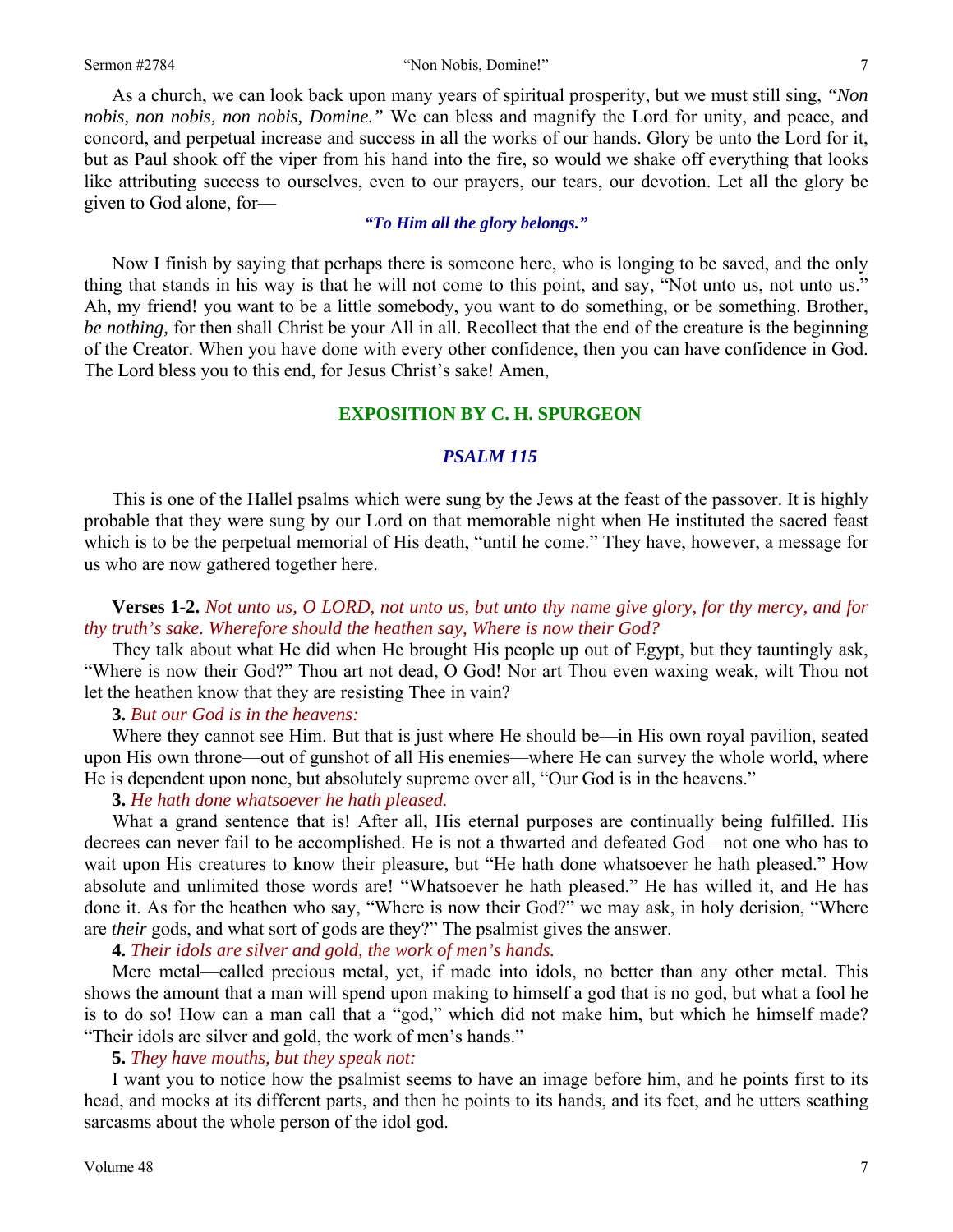As a church, we can look back upon many years of spiritual prosperity, but we must still sing, *"Non nobis, non nobis, non nobis, Domine."* We can bless and magnify the Lord for unity, and peace, and concord, and perpetual increase and success in all the works of our hands. Glory be unto the Lord for it, but as Paul shook off the viper from his hand into the fire, so would we shake off everything that looks like attributing success to ourselves, even to our prayers, our tears, our devotion. Let all the glory be given to God alone, for—

***"To Him all the glory belongs."***

Now I finish by saying that perhaps there is someone here, who is longing to be saved, and the only thing that stands in his way is that he will not come to this point, and say, "Not unto us, not unto us." Ah, my friend! you want to be a little somebody, you want to do something, or be something. Brother, *be nothing,* for then shall Christ be your All in all. Recollect that the end of the creature is the beginning of the Creator. When you have done with every other confidence, then you can have confidence in God. The Lord bless you to this end, for Jesus Christ's sake! Amen,

## EXPOSITION BY C. H. SPURGEON

### *PSALM 115*

This is one of the Hallel psalms which were sung by the Jews at the feast of the passover. It is highly probable that they were sung by our Lord on that memorable night when He instituted the sacred feast which is to be the perpetual memorial of His death, "until he come." They have, however, a message for us who are now gathered together here.

**Verses 1-2.** *Not unto us, O LORD, not unto us, but unto thy name give glory, for thy mercy, and for thy truth's sake. Wherefore should the heathen say, Where is now their God?*

They talk about what He did when He brought His people up out of Egypt, but they tauntingly ask, "Where is now their God?" Thou art not dead, O God! Nor art Thou even waxing weak, wilt Thou not let the heathen know that they are resisting Thee in vain?

**3.** *But our God is in the heavens:*

Where they cannot see Him. But that is just where He should be—in His own royal pavilion, seated upon His own throne—out of gunshot of all His enemies—where He can survey the whole world, where He is dependent upon none, but absolutely supreme over all, "Our God is in the heavens."

**3.** *He hath done whatsoever he hath pleased.*

What a grand sentence that is! After all, His eternal purposes are continually being fulfilled. His decrees can never fail to be accomplished. He is not a thwarted and defeated God—not one who has to wait upon His creatures to know their pleasure, but "He hath done whatsoever he hath pleased." How absolute and unlimited those words are! "Whatsoever he hath pleased." He has willed it, and He has done it. As for the heathen who say, "Where is now their God?" we may ask, in holy derision, "Where are *their* gods, and what sort of gods are they?" The psalmist gives the answer.

**4.** *Their idols are silver and gold, the work of men's hands.*

Mere metal—called precious metal, yet, if made into idols, no better than any other metal. This shows the amount that a man will spend upon making to himself a god that is no god, but what a fool he is to do so! How can a man call that a "god," which did not make him, but which he himself made? "Their idols are silver and gold, the work of men's hands."

**5.** *They have mouths, but they speak not:*

I want you to notice how the psalmist seems to have an image before him, and he points first to its head, and mocks at its different parts, and then he points to its hands, and its feet, and he utters scathing sarcasms about the whole person of the idol god.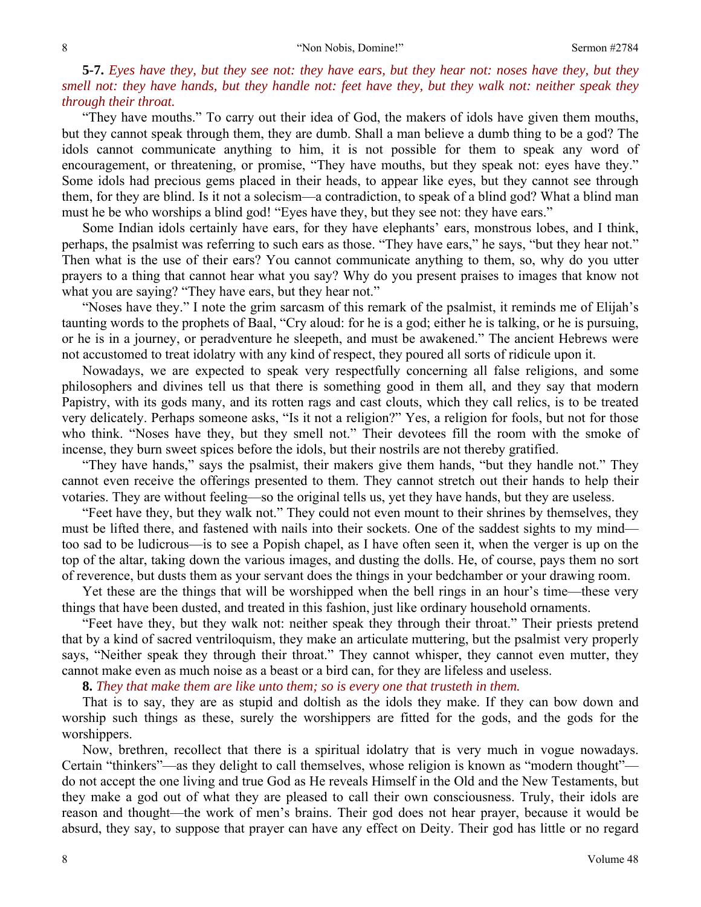**5-7.** *Eyes have they, but they see not: they have ears, but they hear not: noses have they, but they smell not: they have hands, but they handle not: feet have they, but they walk not: neither speak they through their throat.*

"They have mouths." To carry out their idea of God, the makers of idols have given them mouths, but they cannot speak through them, they are dumb. Shall a man believe a dumb thing to be a god? The idols cannot communicate anything to him, it is not possible for them to speak any word of encouragement, or threatening, or promise, "They have mouths, but they speak not: eyes have they." Some idols had precious gems placed in their heads, to appear like eyes, but they cannot see through them, for they are blind. Is it not a solecism—a contradiction, to speak of a blind god? What a blind man must he be who worships a blind god! "Eyes have they, but they see not: they have ears."

Some Indian idols certainly have ears, for they have elephants' ears, monstrous lobes, and I think, perhaps, the psalmist was referring to such ears as those. "They have ears," he says, "but they hear not." Then what is the use of their ears? You cannot communicate anything to them, so, why do you utter prayers to a thing that cannot hear what you say? Why do you present praises to images that know not what you are saying? "They have ears, but they hear not."

"Noses have they." I note the grim sarcasm of this remark of the psalmist, it reminds me of Elijah's taunting words to the prophets of Baal, "Cry aloud: for he is a god; either he is talking, or he is pursuing, or he is in a journey, or peradventure he sleepeth, and must be awakened." The ancient Hebrews were not accustomed to treat idolatry with any kind of respect, they poured all sorts of ridicule upon it.

Nowadays, we are expected to speak very respectfully concerning all false religions, and some philosophers and divines tell us that there is something good in them all, and they say that modern Papistry, with its gods many, and its rotten rags and cast clouts, which they call relics, is to be treated very delicately. Perhaps someone asks, "Is it not a religion?" Yes, a religion for fools, but not for those who think. "Noses have they, but they smell not." Their devotees fill the room with the smoke of incense, they burn sweet spices before the idols, but their nostrils are not thereby gratified.

"They have hands," says the psalmist, their makers give them hands, "but they handle not." They cannot even receive the offerings presented to them. They cannot stretch out their hands to help their votaries. They are without feeling—so the original tells us, yet they have hands, but they are useless.

"Feet have they, but they walk not." They could not even mount to their shrines by themselves, they must be lifted there, and fastened with nails into their sockets. One of the saddest sights to my mind—too sad to be ludicrous—is to see a Popish chapel, as I have often seen it, when the verger is up on the top of the altar, taking down the various images, and dusting the dolls. He, of course, pays them no sort of reverence, but dusts them as your servant does the things in your bedchamber or your drawing room.

Yet these are the things that will be worshipped when the bell rings in an hour's time—these very things that have been dusted, and treated in this fashion, just like ordinary household ornaments.

"Feet have they, but they walk not: neither speak they through their throat." Their priests pretend that by a kind of sacred ventriloquism, they make an articulate muttering, but the psalmist very properly says, "Neither speak they through their throat." They cannot whisper, they cannot even mutter, they cannot make even as much noise as a beast or a bird can, for they are lifeless and useless.

**8.** *They that make them are like unto them; so is every one that trusteth in them.*

That is to say, they are as stupid and doltish as the idols they make. If they can bow down and worship such things as these, surely the worshippers are fitted for the gods, and the gods for the worshippers.

Now, brethren, recollect that there is a spiritual idolatry that is very much in vogue nowadays. Certain "thinkers"—as they delight to call themselves, whose religion is known as "modern thought"—do not accept the one living and true God as He reveals Himself in the Old and the New Testaments, but they make a god out of what they are pleased to call their own consciousness. Truly, their idols are reason and thought—the work of men's brains. Their god does not hear prayer, because it would be absurd, they say, to suppose that prayer can have any effect on Deity. Their god has little or no regard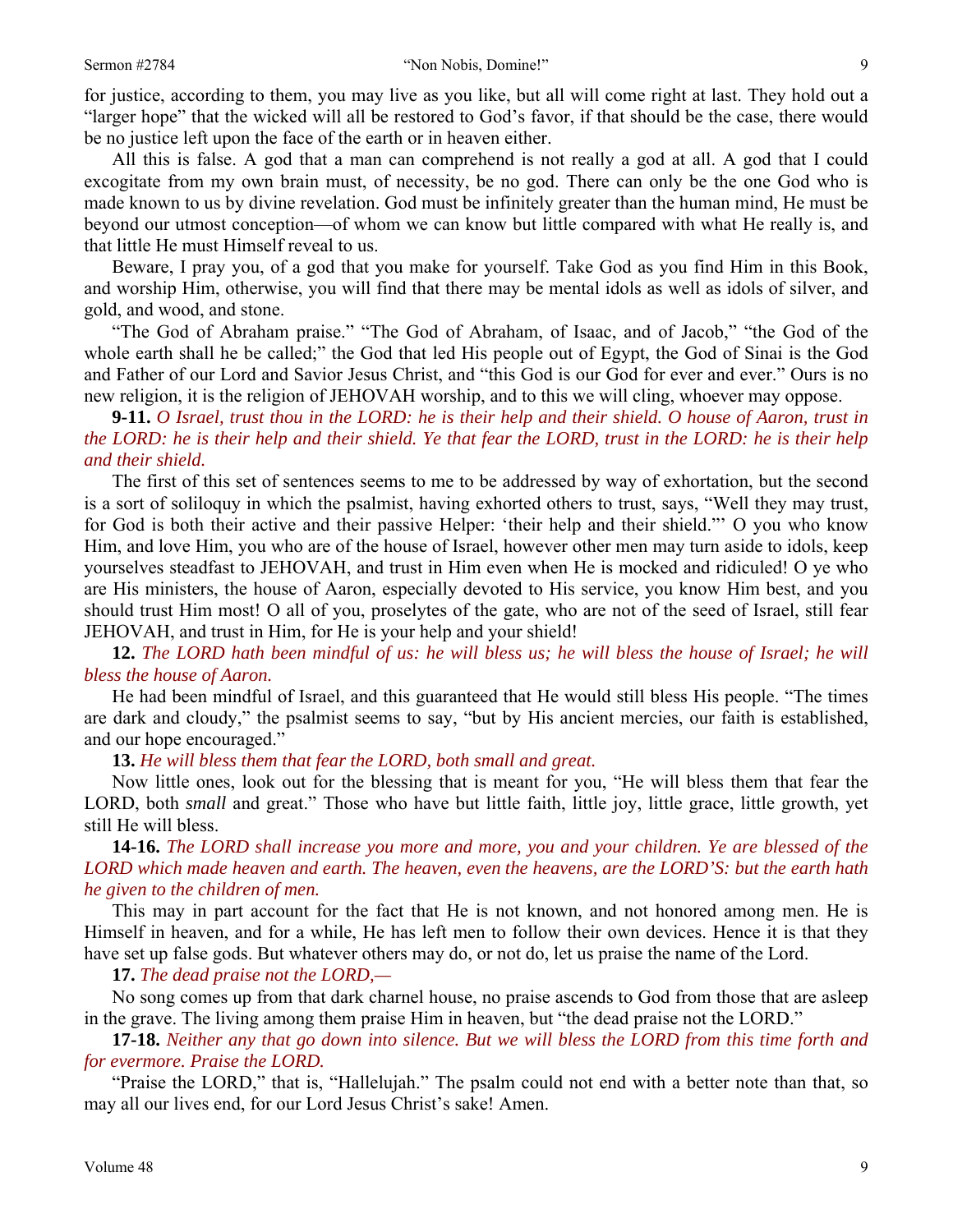for justice, according to them, you may live as you like, but all will come right at last. They hold out a "larger hope" that the wicked will all be restored to God's favor, if that should be the case, there would be no justice left upon the face of the earth or in heaven either.

All this is false. A god that a man can comprehend is not really a god at all. A god that I could excogitate from my own brain must, of necessity, be no god. There can only be the one God who is made known to us by divine revelation. God must be infinitely greater than the human mind, He must be beyond our utmost conception—of whom we can know but little compared with what He really is, and that little He must Himself reveal to us.

Beware, I pray you, of a god that you make for yourself. Take God as you find Him in this Book, and worship Him, otherwise, you will find that there may be mental idols as well as idols of silver, and gold, and wood, and stone.

"The God of Abraham praise." "The God of Abraham, of Isaac, and of Jacob," "the God of the whole earth shall he be called;" the God that led His people out of Egypt, the God of Sinai is the God and Father of our Lord and Savior Jesus Christ, and "this God is our God for ever and ever." Ours is no new religion, it is the religion of JEHOVAH worship, and to this we will cling, whoever may oppose.

**9-11.** *O Israel, trust thou in the LORD: he is their help and their shield. O house of Aaron, trust in the LORD: he is their help and their shield. Ye that fear the LORD, trust in the LORD: he is their help and their shield.*

The first of this set of sentences seems to me to be addressed by way of exhortation, but the second is a sort of soliloquy in which the psalmist, having exhorted others to trust, says, "Well they may trust, for God is both their active and their passive Helper: 'their help and their shield.'" O you who know Him, and love Him, you who are of the house of Israel, however other men may turn aside to idols, keep yourselves steadfast to JEHOVAH, and trust in Him even when He is mocked and ridiculed! O ye who are His ministers, the house of Aaron, especially devoted to His service, you know Him best, and you should trust Him most! O all of you, proselytes of the gate, who are not of the seed of Israel, still fear JEHOVAH, and trust in Him, for He is your help and your shield!

**12.** *The LORD hath been mindful of us: he will bless us; he will bless the house of Israel; he will bless the house of Aaron.*

He had been mindful of Israel, and this guaranteed that He would still bless His people. "The times are dark and cloudy," the psalmist seems to say, "but by His ancient mercies, our faith is established, and our hope encouraged."

**13.** *He will bless them that fear the LORD, both small and great.*

Now little ones, look out for the blessing that is meant for you, "He will bless them that fear the LORD, both *small* and great." Those who have but little faith, little joy, little grace, little growth, yet still He will bless.

**14-16.** *The LORD shall increase you more and more, you and your children. Ye are blessed of the LORD which made heaven and earth. The heaven, even the heavens, are the LORD'S: but the earth hath he given to the children of men.*

This may in part account for the fact that He is not known, and not honored among men. He is Himself in heaven, and for a while, He has left men to follow their own devices. Hence it is that they have set up false gods. But whatever others may do, or not do, let us praise the name of the Lord.

**17.** *The dead praise not the LORD,—*

No song comes up from that dark charnel house, no praise ascends to God from those that are asleep in the grave. The living among them praise Him in heaven, but "the dead praise not the LORD."

**17-18.** *Neither any that go down into silence. But we will bless the LORD from this time forth and for evermore. Praise the LORD.*

"Praise the LORD," that is, "Hallelujah." The psalm could not end with a better note than that, so may all our lives end, for our Lord Jesus Christ's sake! Amen.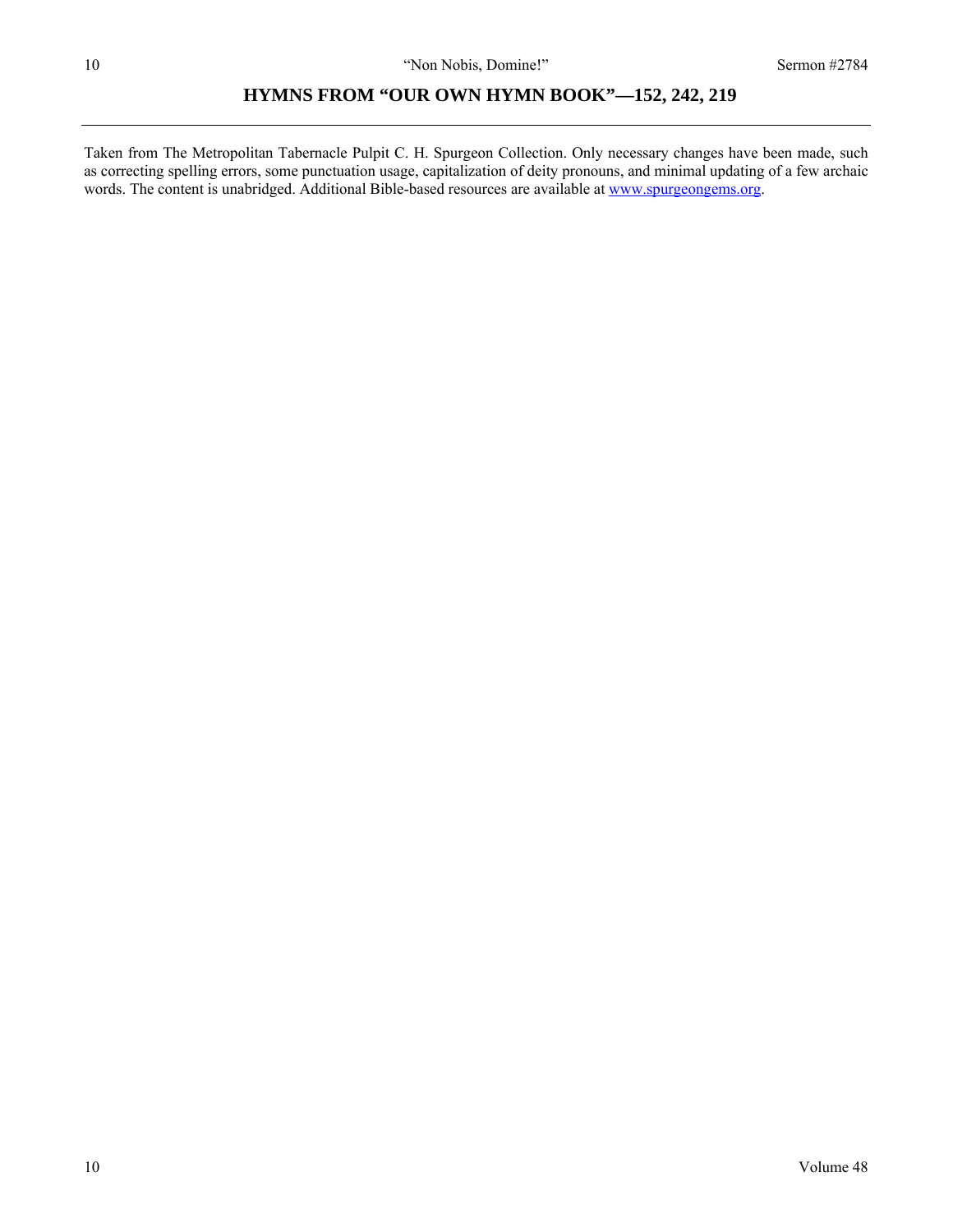## HYMNS FROM "OUR OWN HYMN BOOK"—152, 242, 219

---

Taken from The Metropolitan Tabernacle Pulpit C. H. Spurgeon Collection. Only necessary changes have been made, such as correcting spelling errors, some punctuation usage, capitalization of deity pronouns, and minimal updating of a few archaic words. The content is unabridged. Additional Bible-based resources are available at [www.spurgeongems.org](http://www.spurgeongems.org).